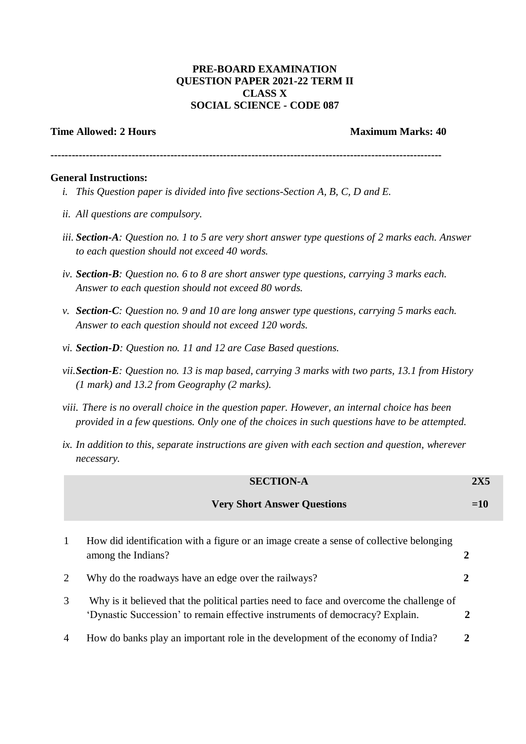**PRE-BOARD EXAMINATION**
**QUESTION PAPER 2021-22 TERM II**
**CLASS X**
**SOCIAL SCIENCE - CODE 087**

**Time Allowed: 2 Hours** **Maximum Marks: 40**

---

**General Instructions:**

i. *This Question paper is divided into five sections-Section A, B, C, D and E.*

ii. *All questions are compulsory.*

iii. ***Section-A****: Question no. 1 to 5 are very short answer type questions of 2 marks each. Answer to each question should not exceed 40 words.*

iv. ***Section-B****: Question no. 6 to 8 are short answer type questions, carrying 3 marks each. Answer to each question should not exceed 80 words.*

v. ***Section-C****: Question no. 9 and 10 are long answer type questions, carrying 5 marks each. Answer to each question should not exceed 120 words.*

vi. ***Section-D****: Question no. 11 and 12 are Case Based questions.*

vii. ***Section-E****: Question no. 13 is map based, carrying 3 marks with two parts, 13.1 from History (1 mark) and 13.2 from Geography (2 marks).*

viii. *There is no overall choice in the question paper. However, an internal choice has been provided in a few questions. Only one of the choices in such questions have to be attempted.*

ix. *In addition to this, separate instructions are given with each section and question, wherever necessary.*

## SECTION-A — Very Short Answer Questions (2X5 =10)

| | | |
|---|---|---|
| 1 | How did identification with a figure or an image create a sense of collective belonging among the Indians? | 2 |
| 2 | Why do the roadways have an edge over the railways? | 2 |
| 3 | Why is it believed that the political parties need to face and overcome the challenge of 'Dynastic Succession' to remain effective instruments of democracy? Explain. | 2 |
| 4 | How do banks play an important role in the development of the economy of India? | 2 |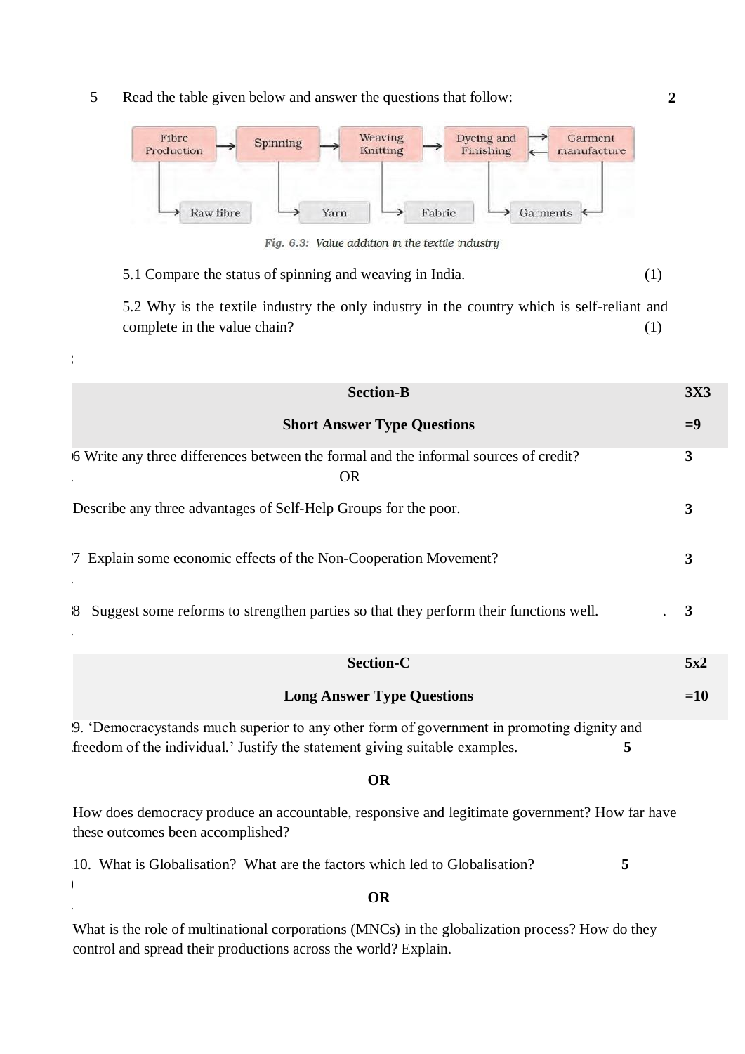5 Read the table given below and answer the questions that follow: **2**

Fibre Production → Spinning → Weaving Knitting → Dyeing and Finishing ⇄ Garment manufacture

Raw fibre | Yarn | Fabric | Garments

*Fig. 6.3: Value addition in the textile industry*

5.1 Compare the status of spinning and weaving in India. (1)

5.2 Why is the textile industry the only industry in the country which is self-reliant and complete in the value chain? (1)

| Section-B | 3X3 |
|---|---|
| **Short Answer Type Questions** | **=9** |

6 Write any three differences between the formal and the informal sources of credit? **3**

OR

Describe any three advantages of Self-Help Groups for the poor. **3**

7 Explain some economic effects of the Non-Cooperation Movement? **3**

8 Suggest some reforms to strengthen parties so that they perform their functions well. **3**

| Section-C | 5x2 |
|---|---|
| **Long Answer Type Questions** | **=10** |

9. 'Democracystands much superior to any other form of government in promoting dignity and freedom of the individual.' Justify the statement giving suitable examples. **5**

**OR**

How does democracy produce an accountable, responsive and legitimate government? How far have these outcomes been accomplished?

10. What is Globalisation? What are the factors which led to Globalisation? **5**

**OR**

What is the role of multinational corporations (MNCs) in the globalization process? How do they control and spread their productions across the world? Explain.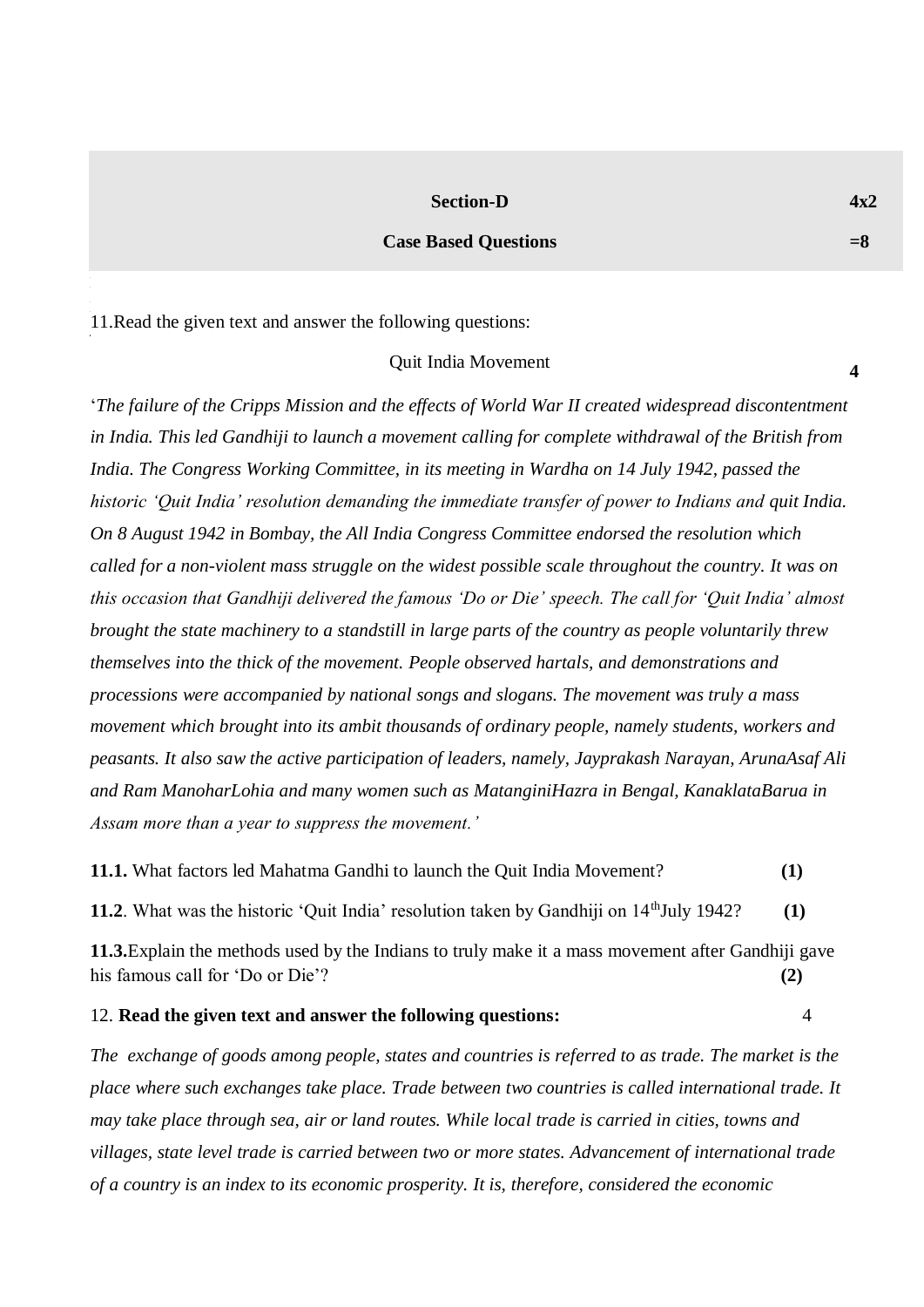**Section-D** **4x2**

**Case Based Questions** **=8**

11.Read the given text and answer the following questions:

Quit India Movement **4**

'*The failure of the Cripps Mission and the effects of World War II created widespread discontentment in India. This led Gandhiji to launch a movement calling for complete withdrawal of the British from India. The Congress Working Committee, in its meeting in Wardha on 14 July 1942, passed the historic 'Quit India' resolution demanding the immediate transfer of power to Indians and quit India. On 8 August 1942 in Bombay, the All India Congress Committee endorsed the resolution which called for a non-violent mass struggle on the widest possible scale throughout the country. It was on this occasion that Gandhiji delivered the famous 'Do or Die' speech. The call for 'Quit India' almost brought the state machinery to a standstill in large parts of the country as people voluntarily threw themselves into the thick of the movement. People observed hartals, and demonstrations and processions were accompanied by national songs and slogans. The movement was truly a mass movement which brought into its ambit thousands of ordinary people, namely students, workers and peasants. It also saw the active participation of leaders, namely, Jayprakash Narayan, ArunaAsaf Ali and Ram ManoharLohia and many women such as MatanginiHazra in Bengal, KanaklataBarua in Assam more than a year to suppress the movement.*'

**11.1.** What factors led Mahatma Gandhi to launch the Quit India Movement? **(1)**

**11.2**. What was the historic 'Quit India' resolution taken by Gandhiji on 14th July 1942? **(1)**

**11.3.**Explain the methods used by the Indians to truly make it a mass movement after Gandhiji gave his famous call for 'Do or Die'? **(2)**

12. **Read the given text and answer the following questions:** 4

*The exchange of goods among people, states and countries is referred to as trade. The market is the place where such exchanges take place. Trade between two countries is called international trade. It may take place through sea, air or land routes. While local trade is carried in cities, towns and villages, state level trade is carried between two or more states. Advancement of international trade of a country is an index to its economic prosperity. It is, therefore, considered the economic*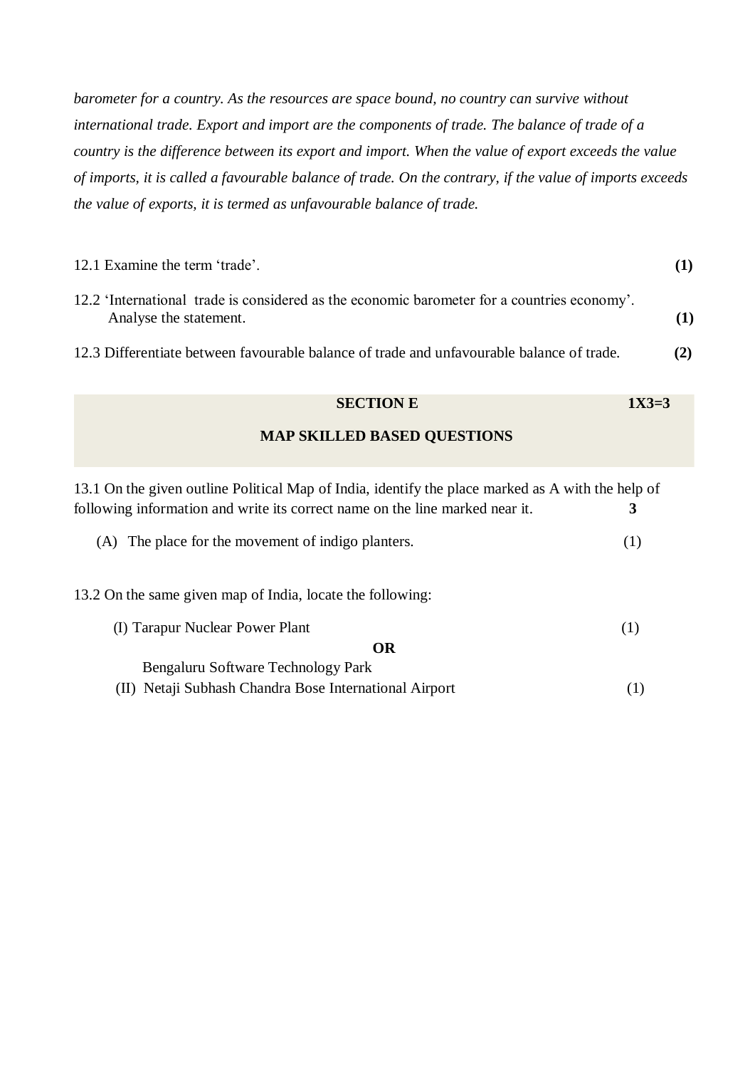*barometer for a country. As the resources are space bound, no country can survive without international trade. Export and import are the components of trade. The balance of trade of a country is the difference between its export and import. When the value of export exceeds the value of imports, it is called a favourable balance of trade. On the contrary, if the value of imports exceeds the value of exports, it is termed as unfavourable balance of trade.*

12.1 Examine the term 'trade'. **(1)**

12.2 'International trade is considered as the economic barometer for a countries economy'. Analyse the statement. **(1)**

12.3 Differentiate between favourable balance of trade and unfavourable balance of trade. **(2)**

## SECTION E 1X3=3

## MAP SKILLED BASED QUESTIONS

13.1 On the given outline Political Map of India, identify the place marked as A with the help of following information and write its correct name on the line marked near it. **3**

(A) The place for the movement of indigo planters. (1)

13.2 On the same given map of India, locate the following:

(I) Tarapur Nuclear Power Plant (1)

**OR**

Bengaluru Software Technology Park

(II) Netaji Subhash Chandra Bose International Airport (1)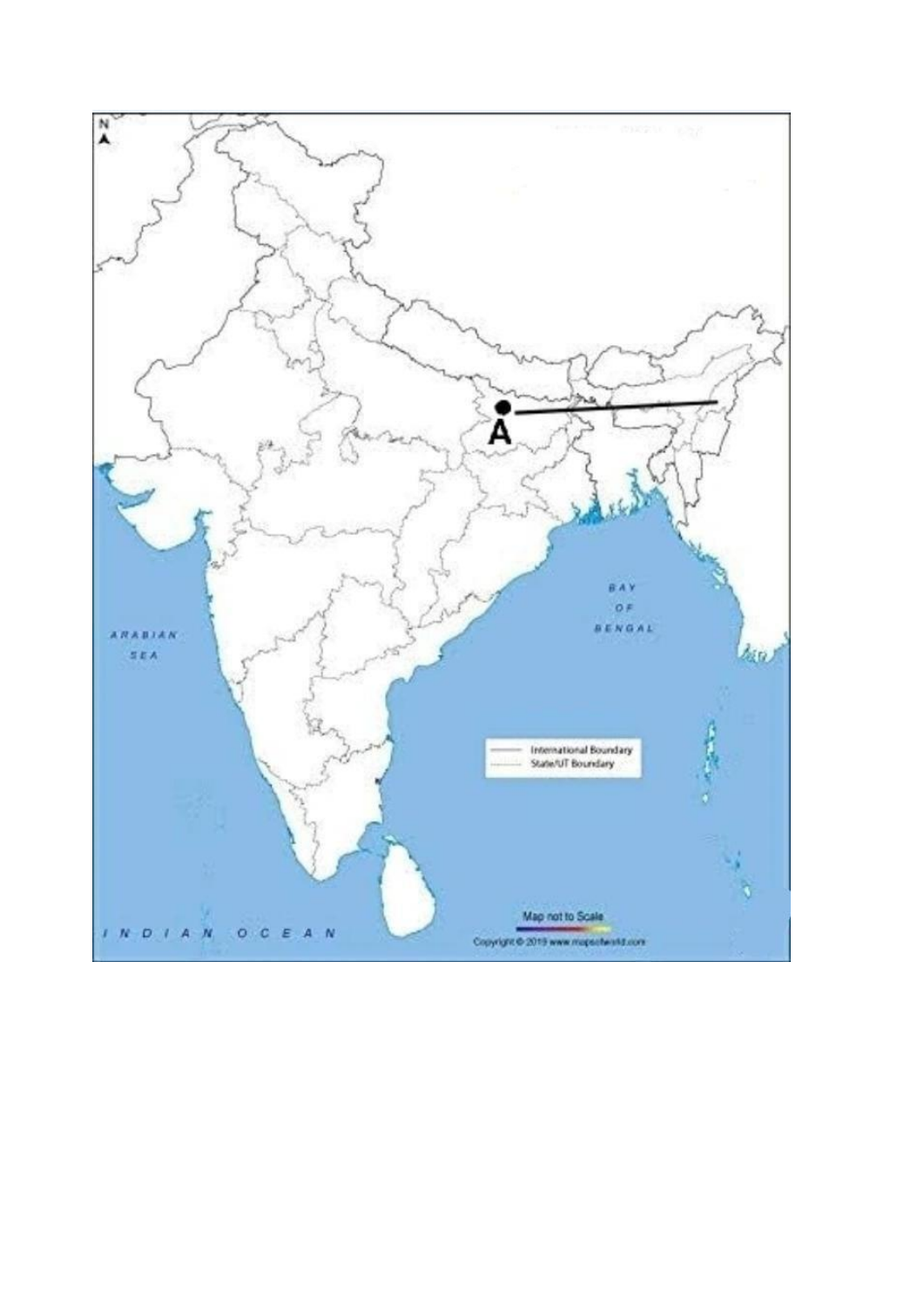N

A

ARABIAN SEA

BAY OF BENGAL

International Boundary

State/UT Boundary

INDIAN OCEAN

Map not to Scale

Copyright © 2019 www.mapsofworld.com